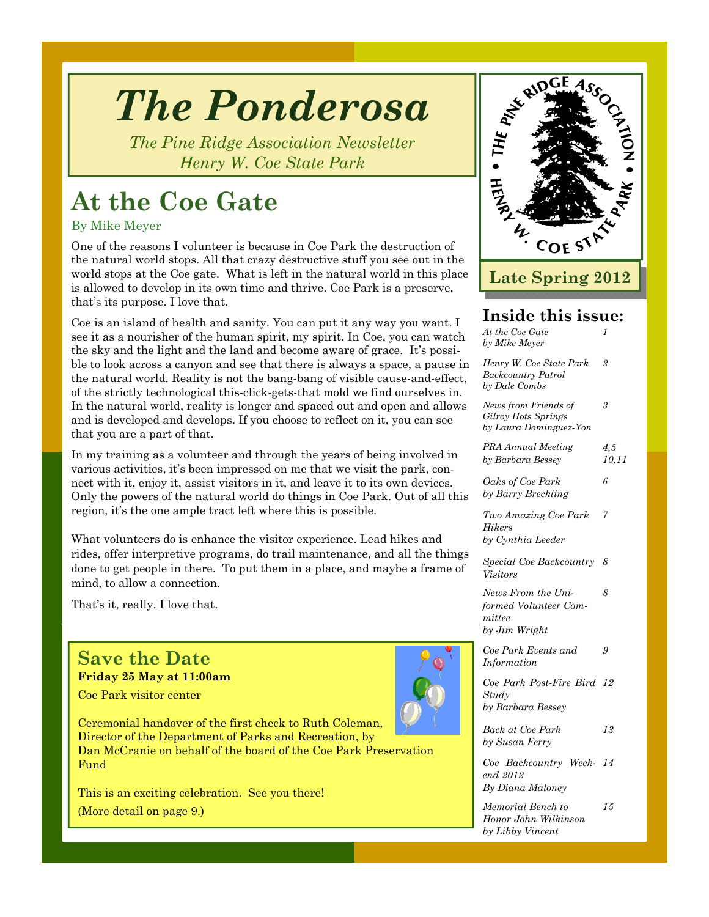# The Ponderosa

*The Pine Ridge Association Newsletter*
*Henry W. Coe State Park*

**Late Spring 2012**

## At the Coe Gate

By Mike Meyer

One of the reasons I volunteer is because in Coe Park the destruction of the natural world stops. All that crazy destructive stuff you see out in the world stops at the Coe gate. What is left in the natural world in this place is allowed to develop in its own time and thrive. Coe Park is a preserve, that's its purpose. I love that.

Coe is an island of health and sanity. You can put it any way you want. I see it as a nourisher of the human spirit, my spirit. In Coe, you can watch the sky and the light and the land and become aware of grace. It's possible to look across a canyon and see that there is always a space, a pause in the natural world. Reality is not the bang-bang of visible cause-and-effect, of the strictly technological this-click-gets-that mold we find ourselves in. In the natural world, reality is longer and spaced out and open and allows and is developed and develops. If you choose to reflect on it, you can see that you are a part of that.

In my training as a volunteer and through the years of being involved in various activities, it's been impressed on me that we visit the park, connect with it, enjoy it, assist visitors in it, and leave it to its own devices. Only the powers of the natural world do things in Coe Park. Out of all this region, it's the one ample tract left where this is possible.

What volunteers do is enhance the visitor experience. Lead hikes and rides, offer interpretive programs, do trail maintenance, and all the things done to get people in there. To put them in a place, and maybe a frame of mind, to allow a connection.

That's it, really. I love that.

## Save the Date

**Friday 25 May at 11:00am**

Coe Park visitor center

Ceremonial handover of the first check to Ruth Coleman, Director of the Department of Parks and Recreation, by Dan McCranie on behalf of the board of the Coe Park Preservation Fund

This is an exciting celebration. See you there!

(More detail on page 9.)

## Inside this issue:

| | |
|---|---|
| *At the Coe Gate by Mike Meyer* | *1* |
| *Henry W. Coe State Park Backcountry Patrol by Dale Combs* | *2* |
| *News from Friends of Gilroy Hots Springs by Laura Dominguez-Yon* | *3* |
| *PRA Annual Meeting by Barbara Bessey* | *4,5 10,11* |
| *Oaks of Coe Park by Barry Breckling* | *6* |
| *Two Amazing Coe Park Hikers by Cynthia Leeder* | *7* |
| *Special Coe Backcountry Visitors* | *8* |
| *News From the Uniformed Volunteer Committee by Jim Wright* | *8* |
| *Coe Park Events and Information* | *9* |
| *Coe Park Post-Fire Bird Study by Barbara Bessey* | *12* |
| *Back at Coe Park by Susan Ferry* | *13* |
| *Coe Backcountry Weekend 2012 By Diana Maloney* | *14* |
| *Memorial Bench to Honor John Wilkinson by Libby Vincent* | *15* |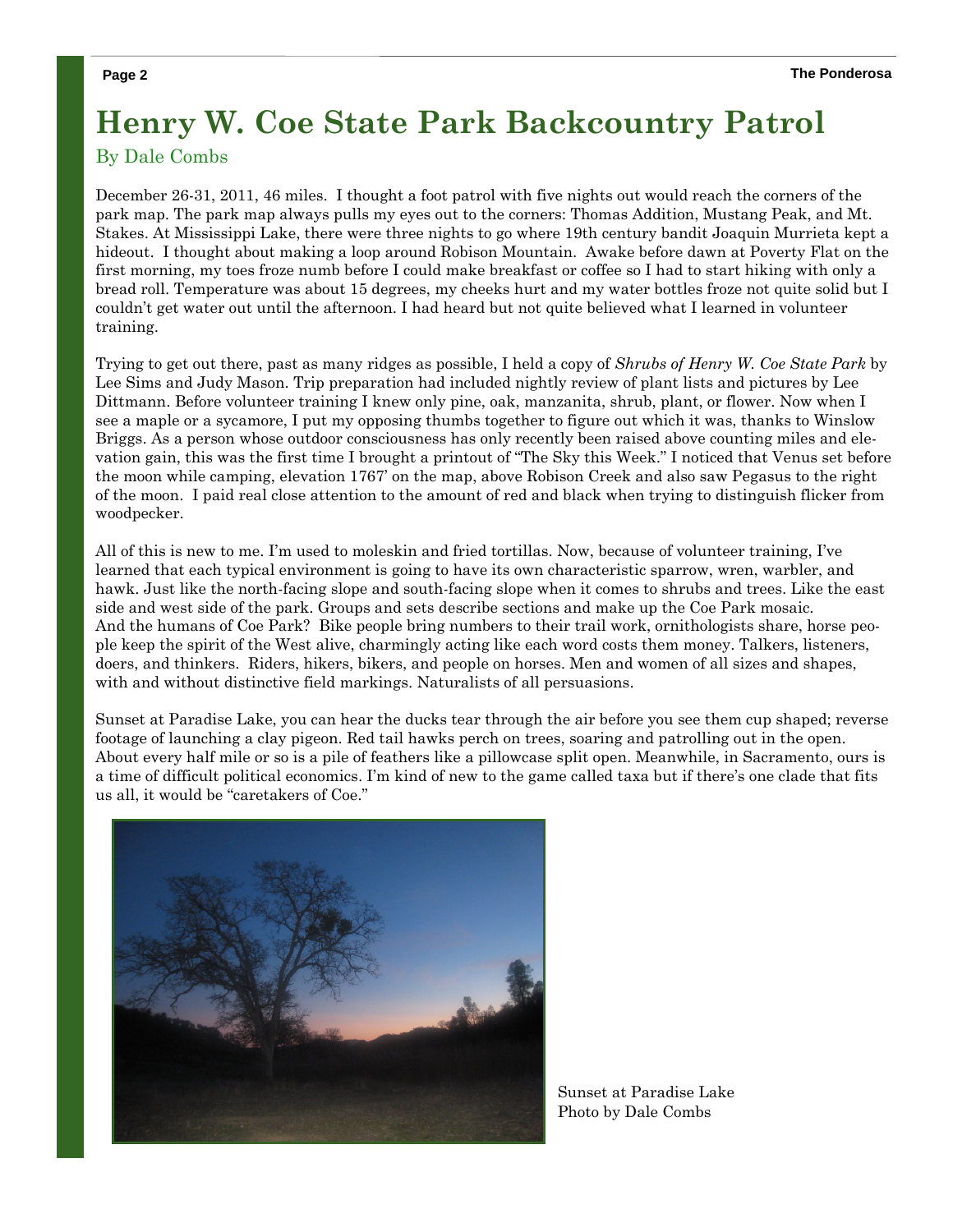# Henry W. Coe State Park Backcountry Patrol

By Dale Combs

December 26-31, 2011, 46 miles. I thought a foot patrol with five nights out would reach the corners of the park map. The park map always pulls my eyes out to the corners: Thomas Addition, Mustang Peak, and Mt. Stakes. At Mississippi Lake, there were three nights to go where 19th century bandit Joaquin Murrieta kept a hideout. I thought about making a loop around Robison Mountain. Awake before dawn at Poverty Flat on the first morning, my toes froze numb before I could make breakfast or coffee so I had to start hiking with only a bread roll. Temperature was about 15 degrees, my cheeks hurt and my water bottles froze not quite solid but I couldn't get water out until the afternoon. I had heard but not quite believed what I learned in volunteer training.

Trying to get out there, past as many ridges as possible, I held a copy of *Shrubs of Henry W. Coe State Park* by Lee Sims and Judy Mason. Trip preparation had included nightly review of plant lists and pictures by Lee Dittmann. Before volunteer training I knew only pine, oak, manzanita, shrub, plant, or flower. Now when I see a maple or a sycamore, I put my opposing thumbs together to figure out which it was, thanks to Winslow Briggs. As a person whose outdoor consciousness has only recently been raised above counting miles and elevation gain, this was the first time I brought a printout of "The Sky this Week." I noticed that Venus set before the moon while camping, elevation 1767' on the map, above Robison Creek and also saw Pegasus to the right of the moon. I paid real close attention to the amount of red and black when trying to distinguish flicker from woodpecker.

All of this is new to me. I'm used to moleskin and fried tortillas. Now, because of volunteer training, I've learned that each typical environment is going to have its own characteristic sparrow, wren, warbler, and hawk. Just like the north-facing slope and south-facing slope when it comes to shrubs and trees. Like the east side and west side of the park. Groups and sets describe sections and make up the Coe Park mosaic. And the humans of Coe Park? Bike people bring numbers to their trail work, ornithologists share, horse people keep the spirit of the West alive, charmingly acting like each word costs them money. Talkers, listeners, doers, and thinkers. Riders, hikers, bikers, and people on horses. Men and women of all sizes and shapes, with and without distinctive field markings. Naturalists of all persuasions.

Sunset at Paradise Lake, you can hear the ducks tear through the air before you see them cup shaped; reverse footage of launching a clay pigeon. Red tail hawks perch on trees, soaring and patrolling out in the open. About every half mile or so is a pile of feathers like a pillowcase split open. Meanwhile, in Sacramento, ours is a time of difficult political economics. I'm kind of new to the game called taxa but if there's one clade that fits us all, it would be "caretakers of Coe."

Sunset at Paradise Lake
Photo by Dale Combs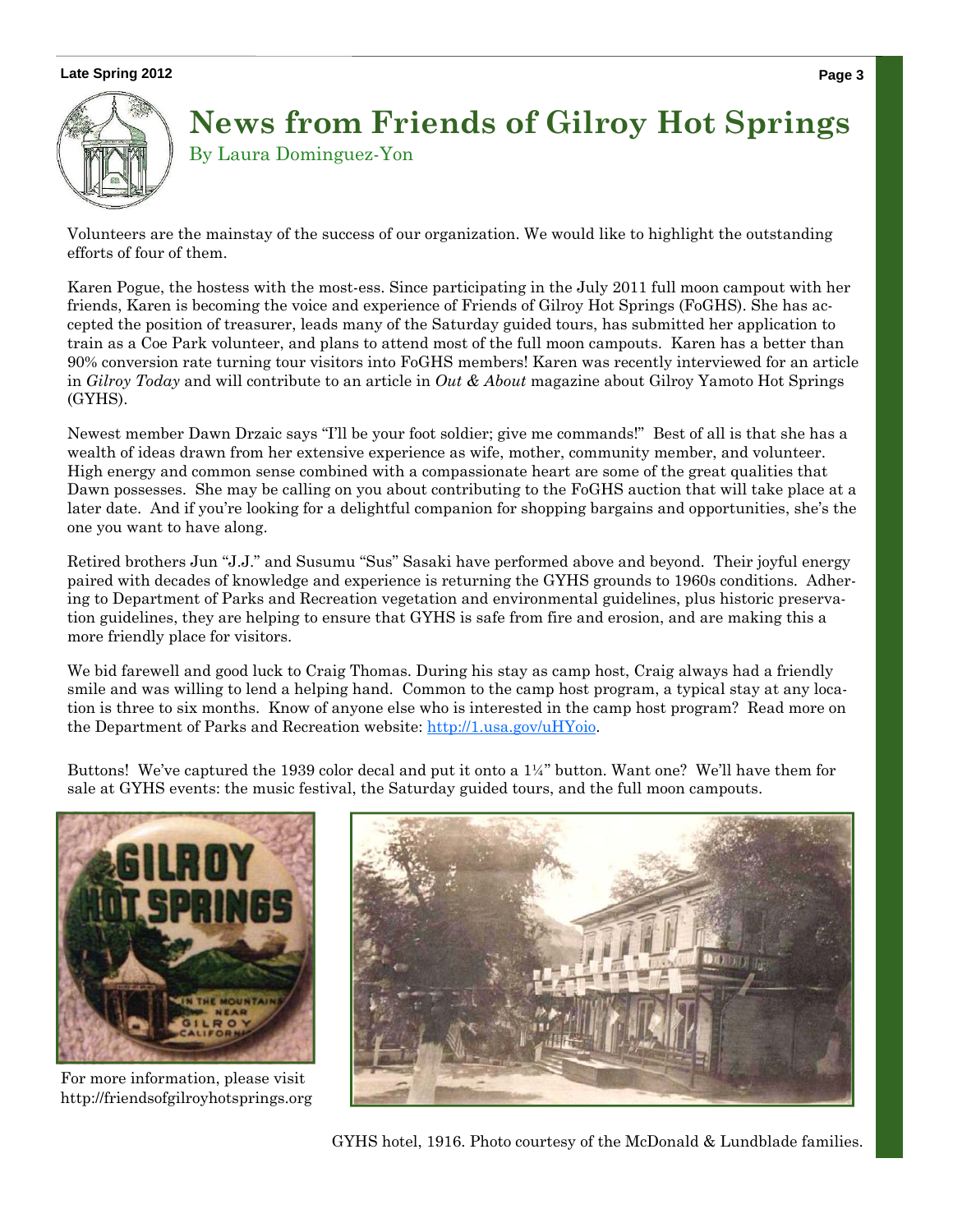# News from Friends of Gilroy Hot Springs

By Laura Dominguez-Yon

Volunteers are the mainstay of the success of our organization. We would like to highlight the outstanding efforts of four of them.

Karen Pogue, the hostess with the most-ess. Since participating in the July 2011 full moon campout with her friends, Karen is becoming the voice and experience of Friends of Gilroy Hot Springs (FoGHS). She has accepted the position of treasurer, leads many of the Saturday guided tours, has submitted her application to train as a Coe Park volunteer, and plans to attend most of the full moon campouts. Karen has a better than 90% conversion rate turning tour visitors into FoGHS members! Karen was recently interviewed for an article in *Gilroy Today* and will contribute to an article in *Out & About* magazine about Gilroy Yamoto Hot Springs (GYHS).

Newest member Dawn Drzaic says "I'll be your foot soldier; give me commands!" Best of all is that she has a wealth of ideas drawn from her extensive experience as wife, mother, community member, and volunteer. High energy and common sense combined with a compassionate heart are some of the great qualities that Dawn possesses. She may be calling on you about contributing to the FoGHS auction that will take place at a later date. And if you're looking for a delightful companion for shopping bargains and opportunities, she's the one you want to have along.

Retired brothers Jun "J.J." and Susumu "Sus" Sasaki have performed above and beyond. Their joyful energy paired with decades of knowledge and experience is returning the GYHS grounds to 1960s conditions. Adhering to Department of Parks and Recreation vegetation and environmental guidelines, plus historic preservation guidelines, they are helping to ensure that GYHS is safe from fire and erosion, and are making this a more friendly place for visitors.

We bid farewell and good luck to Craig Thomas. During his stay as camp host, Craig always had a friendly smile and was willing to lend a helping hand. Common to the camp host program, a typical stay at any location is three to six months. Know of anyone else who is interested in the camp host program? Read more on the Department of Parks and Recreation website: http://1.usa.gov/uHYoio.

Buttons! We've captured the 1939 color decal and put it onto a 1¼" button. Want one? We'll have them for sale at GYHS events: the music festival, the Saturday guided tours, and the full moon campouts.

For more information, please visit http://friendsofgilroyhotsprings.org

GYHS hotel, 1916. Photo courtesy of the McDonald & Lundblade families.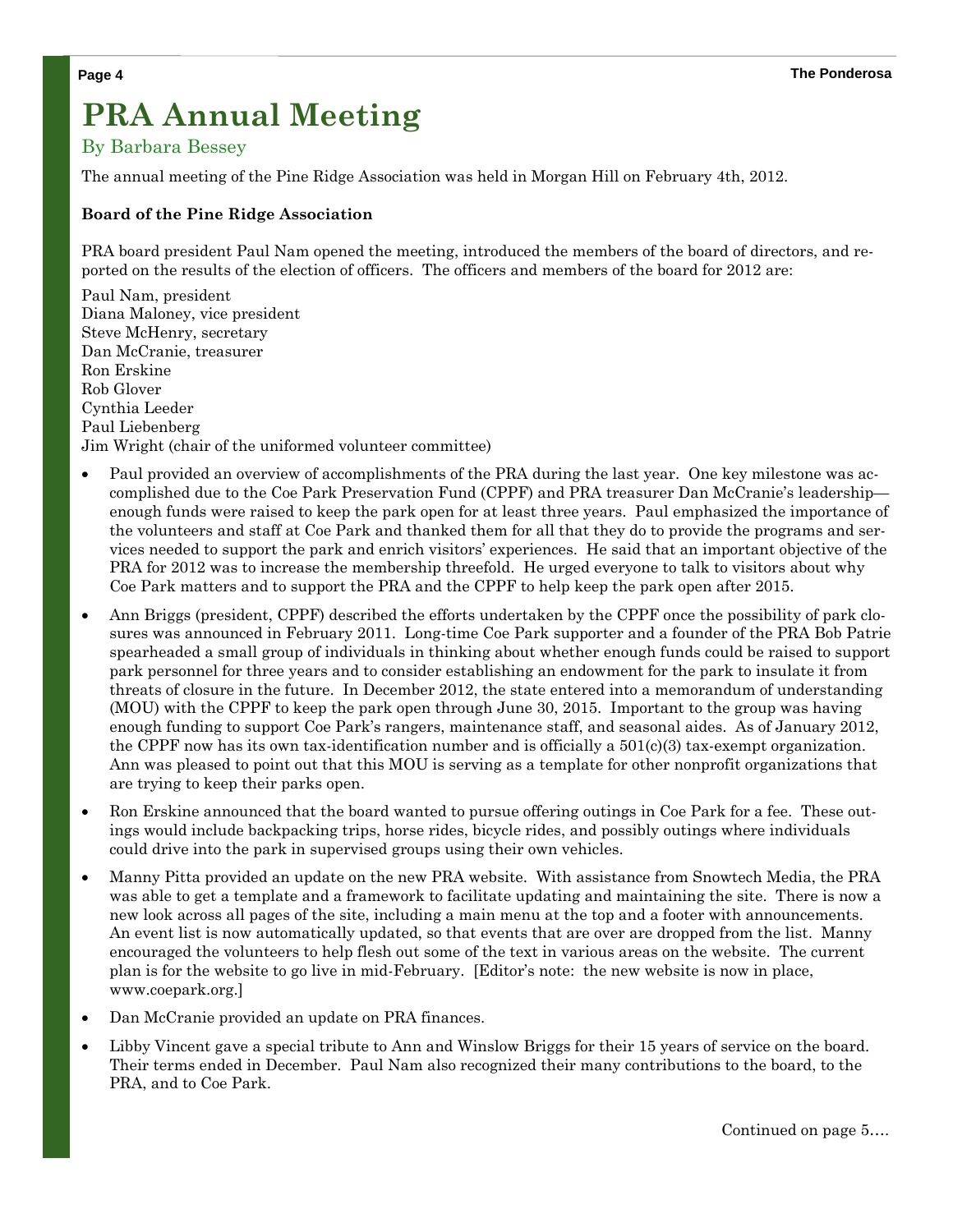# PRA Annual Meeting

By Barbara Bessey

The annual meeting of the Pine Ridge Association was held in Morgan Hill on February 4th, 2012.

**Board of the Pine Ridge Association**

PRA board president Paul Nam opened the meeting, introduced the members of the board of directors, and reported on the results of the election of officers. The officers and members of the board for 2012 are:

Paul Nam, president
Diana Maloney, vice president
Steve McHenry, secretary
Dan McCranie, treasurer
Ron Erskine
Rob Glover
Cynthia Leeder
Paul Liebenberg
Jim Wright (chair of the uniformed volunteer committee)

- Paul provided an overview of accomplishments of the PRA during the last year. One key milestone was accomplished due to the Coe Park Preservation Fund (CPPF) and PRA treasurer Dan McCranie's leadership—enough funds were raised to keep the park open for at least three years. Paul emphasized the importance of the volunteers and staff at Coe Park and thanked them for all that they do to provide the programs and services needed to support the park and enrich visitors' experiences. He said that an important objective of the PRA for 2012 was to increase the membership threefold. He urged everyone to talk to visitors about why Coe Park matters and to support the PRA and the CPPF to help keep the park open after 2015.
- Ann Briggs (president, CPPF) described the efforts undertaken by the CPPF once the possibility of park closures was announced in February 2011. Long-time Coe Park supporter and a founder of the PRA Bob Patrie spearheaded a small group of individuals in thinking about whether enough funds could be raised to support park personnel for three years and to consider establishing an endowment for the park to insulate it from threats of closure in the future. In December 2012, the state entered into a memorandum of understanding (MOU) with the CPPF to keep the park open through June 30, 2015. Important to the group was having enough funding to support Coe Park's rangers, maintenance staff, and seasonal aides. As of January 2012, the CPPF now has its own tax-identification number and is officially a 501(c)(3) tax-exempt organization. Ann was pleased to point out that this MOU is serving as a template for other nonprofit organizations that are trying to keep their parks open.
- Ron Erskine announced that the board wanted to pursue offering outings in Coe Park for a fee. These outings would include backpacking trips, horse rides, bicycle rides, and possibly outings where individuals could drive into the park in supervised groups using their own vehicles.
- Manny Pitta provided an update on the new PRA website. With assistance from Snowtech Media, the PRA was able to get a template and a framework to facilitate updating and maintaining the site. There is now a new look across all pages of the site, including a main menu at the top and a footer with announcements. An event list is now automatically updated, so that events that are over are dropped from the list. Manny encouraged the volunteers to help flesh out some of the text in various areas on the website. The current plan is for the website to go live in mid-February. [Editor's note: the new website is now in place, www.coepark.org.]
- Dan McCranie provided an update on PRA finances.
- Libby Vincent gave a special tribute to Ann and Winslow Briggs for their 15 years of service on the board. Their terms ended in December. Paul Nam also recognized their many contributions to the board, to the PRA, and to Coe Park.

Continued on page 5….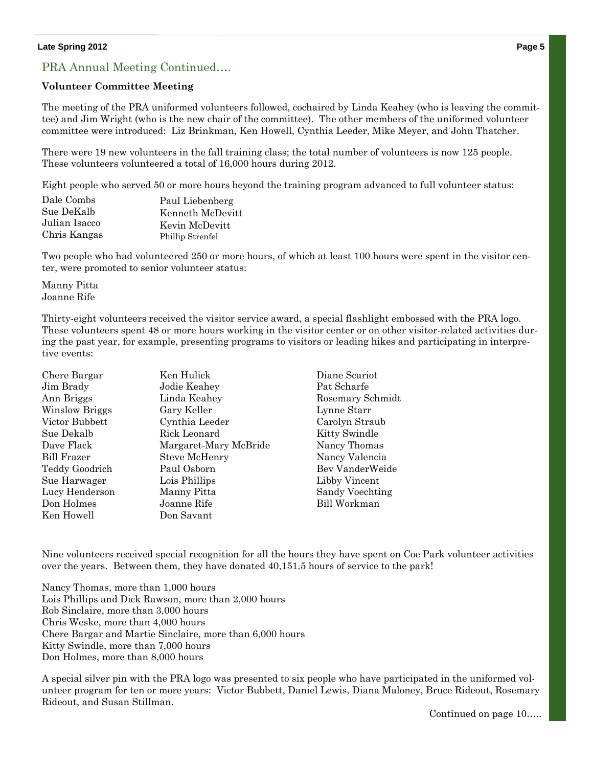## PRA Annual Meeting Continued….

**Volunteer Committee Meeting**

The meeting of the PRA uniformed volunteers followed, cochaired by Linda Keahey (who is leaving the committee) and Jim Wright (who is the new chair of the committee). The other members of the uniformed volunteer committee were introduced: Liz Brinkman, Ken Howell, Cynthia Leeder, Mike Meyer, and John Thatcher.

There were 19 new volunteers in the fall training class; the total number of volunteers is now 125 people. These volunteers volunteered a total of 16,000 hours during 2012.

Eight people who served 50 or more hours beyond the training program advanced to full volunteer status:

Dale Combs
Sue DeKalb
Julian Isacco
Chris Kangas
Paul Liebenberg
Kenneth McDevitt
Kevin McDevitt
Phillip Strenfel

Two people who had volunteered 250 or more hours, of which at least 100 hours were spent in the visitor center, were promoted to senior volunteer status:

Manny Pitta
Joanne Rife

Thirty-eight volunteers received the visitor service award, a special flashlight embossed with the PRA logo. These volunteers spent 48 or more hours working in the visitor center or on other visitor-related activities during the past year, for example, presenting programs to visitors or leading hikes and participating in interpretive events:

Chere Bargar
Jim Brady
Ann Briggs
Winslow Briggs
Victor Bubbett
Sue Dekalb
Dave Flack
Bill Frazer
Teddy Goodrich
Sue Harwager
Lucy Henderson
Don Holmes
Ken Howell
Ken Hulick
Jodie Keahey
Linda Keahey
Gary Keller
Cynthia Leeder
Rick Leonard
Margaret-Mary McBride
Steve McHenry
Paul Osborn
Lois Phillips
Manny Pitta
Joanne Rife
Don Savant
Diane Scariot
Pat Scharfe
Rosemary Schmidt
Lynne Starr
Carolyn Straub
Kitty Swindle
Nancy Thomas
Nancy Valencia
Bev VanderWeide
Libby Vincent
Sandy Voechting
Bill Workman

Nine volunteers received special recognition for all the hours they have spent on Coe Park volunteer activities over the years. Between them, they have donated 40,151.5 hours of service to the park!

Nancy Thomas, more than 1,000 hours
Lois Phillips and Dick Rawson, more than 2,000 hours
Rob Sinclaire, more than 3,000 hours
Chris Weske, more than 4,000 hours
Chere Bargar and Martie Sinclaire, more than 6,000 hours
Kitty Swindle, more than 7,000 hours
Don Holmes, more than 8,000 hours

A special silver pin with the PRA logo was presented to six people who have participated in the uniformed volunteer program for ten or more years: Victor Bubbett, Daniel Lewis, Diana Maloney, Bruce Rideout, Rosemary Rideout, and Susan Stillman.

Continued on page 10…..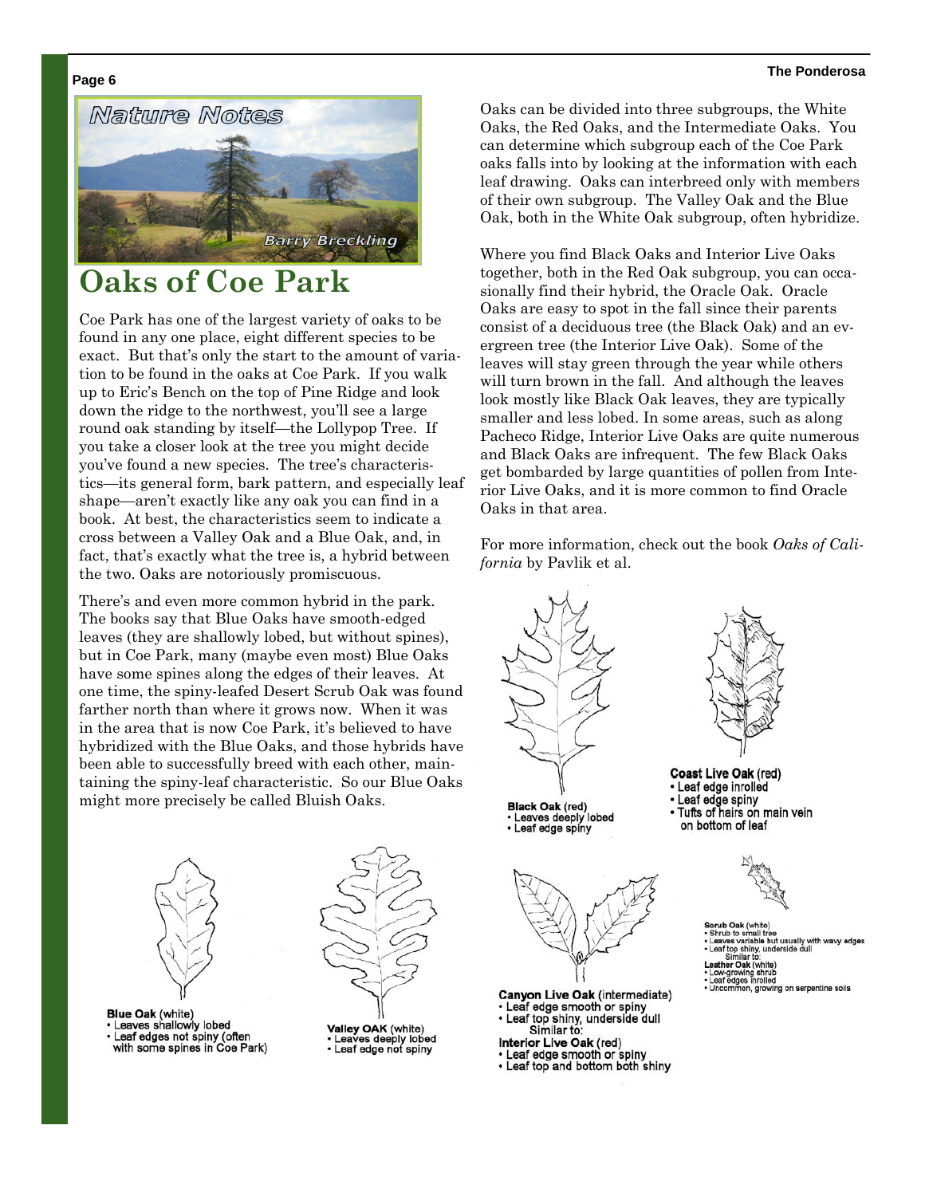Nature Notes

Barry Breckling

# Oaks of Coe Park

Coe Park has one of the largest variety of oaks to be found in any one place, eight different species to be exact. But that's only the start to the amount of variation to be found in the oaks at Coe Park. If you walk up to Eric's Bench on the top of Pine Ridge and look down the ridge to the northwest, you'll see a large round oak standing by itself—the Lollypop Tree. If you take a closer look at the tree you might decide you've found a new species. The tree's characteristics—its general form, bark pattern, and especially leaf shape—aren't exactly like any oak you can find in a book. At best, the characteristics seem to indicate a cross between a Valley Oak and a Blue Oak, and, in fact, that's exactly what the tree is, a hybrid between the two. Oaks are notoriously promiscuous.

There's and even more common hybrid in the park. The books say that Blue Oaks have smooth-edged leaves (they are shallowly lobed, but without spines), but in Coe Park, many (maybe even most) Blue Oaks have some spines along the edges of their leaves. At one time, the spiny-leafed Desert Scrub Oak was found farther north than where it grows now. When it was in the area that is now Coe Park, it's believed to have hybridized with the Blue Oaks, and those hybrids have been able to successfully breed with each other, maintaining the spiny-leaf characteristic. So our Blue Oaks might more precisely be called Bluish Oaks.

Oaks can be divided into three subgroups, the White Oaks, the Red Oaks, and the Intermediate Oaks. You can determine which subgroup each of the Coe Park oaks falls into by looking at the information with each leaf drawing. Oaks can interbreed only with members of their own subgroup. The Valley Oak and the Blue Oak, both in the White Oak subgroup, often hybridize.

Where you find Black Oaks and Interior Live Oaks together, both in the Red Oak subgroup, you can occasionally find their hybrid, the Oracle Oak. Oracle Oaks are easy to spot in the fall since their parents consist of a deciduous tree (the Black Oak) and an evergreen tree (the Interior Live Oak). Some of the leaves will stay green through the year while others will turn brown in the fall. And although the leaves look mostly like Black Oak leaves, they are typically smaller and less lobed. In some areas, such as along Pacheco Ridge, Interior Live Oaks are quite numerous and Black Oaks are infrequent. The few Black Oaks get bombarded by large quantities of pollen from Interior Live Oaks, and it is more common to find Oracle Oaks in that area.

For more information, check out the book *Oaks of California* by Pavlik et al.

**Black Oak** (red)
- Leaves deeply lobed
- Leaf edge spiny

**Coast Live Oak** (red)
- Leaf edge inrolled
- Leaf edge spiny
- Tufts of hairs on main vein on bottom of leaf

**Canyon Live Oak** (intermediate)
- Leaf edge smooth or spiny
- Leaf top shiny, underside dull

Similar to:

**Interior Live Oak** (red)
- Leaf edge smooth or spiny
- Leaf top and bottom both shiny

**Scrub Oak** (white)
- Shrub to small tree
- Leaves variable but usually with wavy edges
- Leaf top shiny, underside dull

Similar to:

**Leather Oak** (white)
- Low-growing shrub
- Leaf edges inrolled
- Uncommon, growing on serpentine soils

**Blue Oak** (white)
- Leaves shallowly lobed
- Leaf edges not spiny (often with some spines in Coe Park)

**Valley OAK** (white)
- Leaves deeply lobed
- Leaf edge not spiny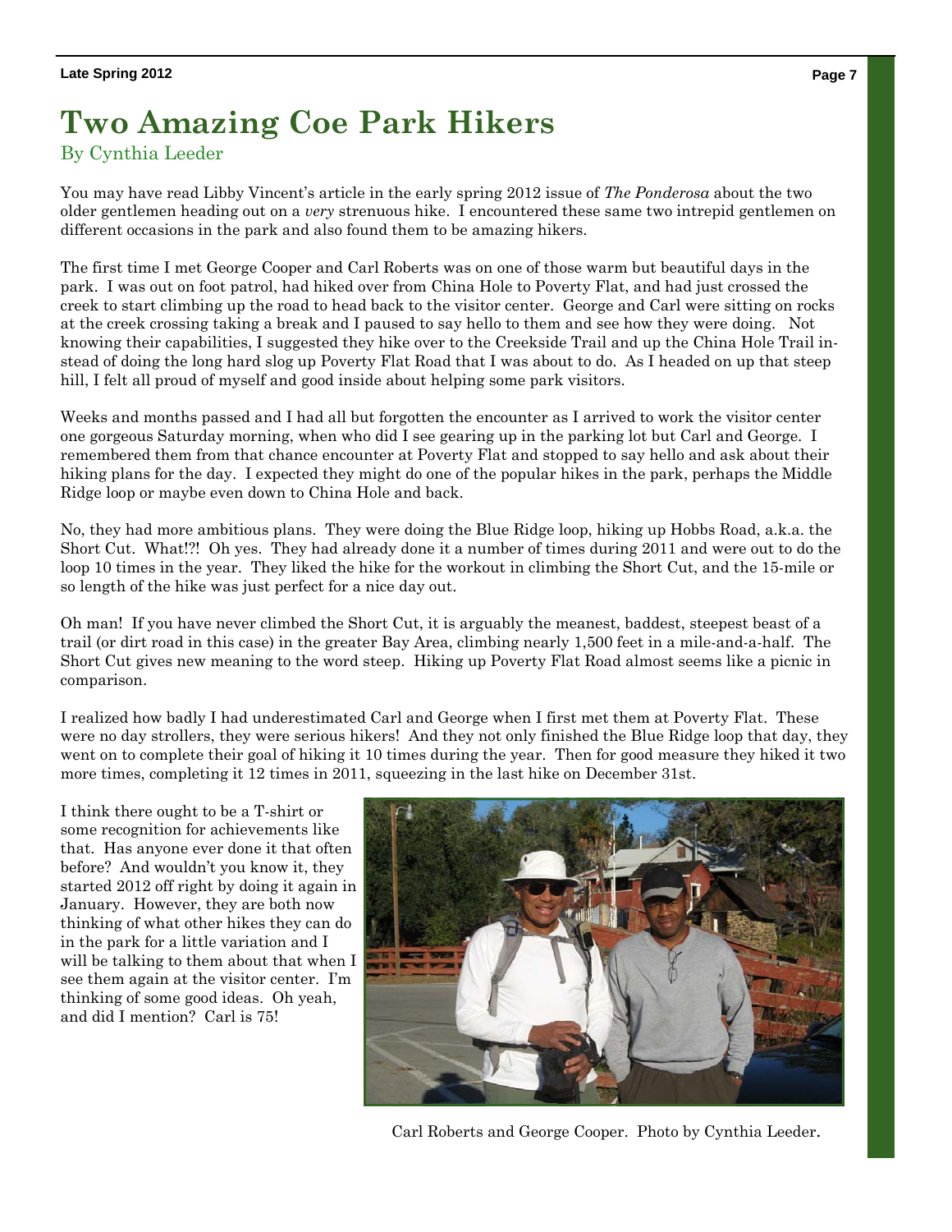# Two Amazing Coe Park Hikers

By Cynthia Leeder

You may have read Libby Vincent's article in the early spring 2012 issue of *The Ponderosa* about the two older gentlemen heading out on a *very* strenuous hike. I encountered these same two intrepid gentlemen on different occasions in the park and also found them to be amazing hikers.

The first time I met George Cooper and Carl Roberts was on one of those warm but beautiful days in the park. I was out on foot patrol, had hiked over from China Hole to Poverty Flat, and had just crossed the creek to start climbing up the road to head back to the visitor center. George and Carl were sitting on rocks at the creek crossing taking a break and I paused to say hello to them and see how they were doing. Not knowing their capabilities, I suggested they hike over to the Creekside Trail and up the China Hole Trail instead of doing the long hard slog up Poverty Flat Road that I was about to do. As I headed on up that steep hill, I felt all proud of myself and good inside about helping some park visitors.

Weeks and months passed and I had all but forgotten the encounter as I arrived to work the visitor center one gorgeous Saturday morning, when who did I see gearing up in the parking lot but Carl and George. I remembered them from that chance encounter at Poverty Flat and stopped to say hello and ask about their hiking plans for the day. I expected they might do one of the popular hikes in the park, perhaps the Middle Ridge loop or maybe even down to China Hole and back.

No, they had more ambitious plans. They were doing the Blue Ridge loop, hiking up Hobbs Road, a.k.a. the Short Cut. What!?! Oh yes. They had already done it a number of times during 2011 and were out to do the loop 10 times in the year. They liked the hike for the workout in climbing the Short Cut, and the 15-mile or so length of the hike was just perfect for a nice day out.

Oh man! If you have never climbed the Short Cut, it is arguably the meanest, baddest, steepest beast of a trail (or dirt road in this case) in the greater Bay Area, climbing nearly 1,500 feet in a mile-and-a-half. The Short Cut gives new meaning to the word steep. Hiking up Poverty Flat Road almost seems like a picnic in comparison.

I realized how badly I had underestimated Carl and George when I first met them at Poverty Flat. These were no day strollers, they were serious hikers! And they not only finished the Blue Ridge loop that day, they went on to complete their goal of hiking it 10 times during the year. Then for good measure they hiked it two more times, completing it 12 times in 2011, squeezing in the last hike on December 31st.

I think there ought to be a T-shirt or some recognition for achievements like that. Has anyone ever done it that often before? And wouldn't you know it, they started 2012 off right by doing it again in January. However, they are both now thinking of what other hikes they can do in the park for a little variation and I will be talking to them about that when I see them again at the visitor center. I'm thinking of some good ideas. Oh yeah, and did I mention? Carl is 75!

Carl Roberts and George Cooper. Photo by Cynthia Leeder.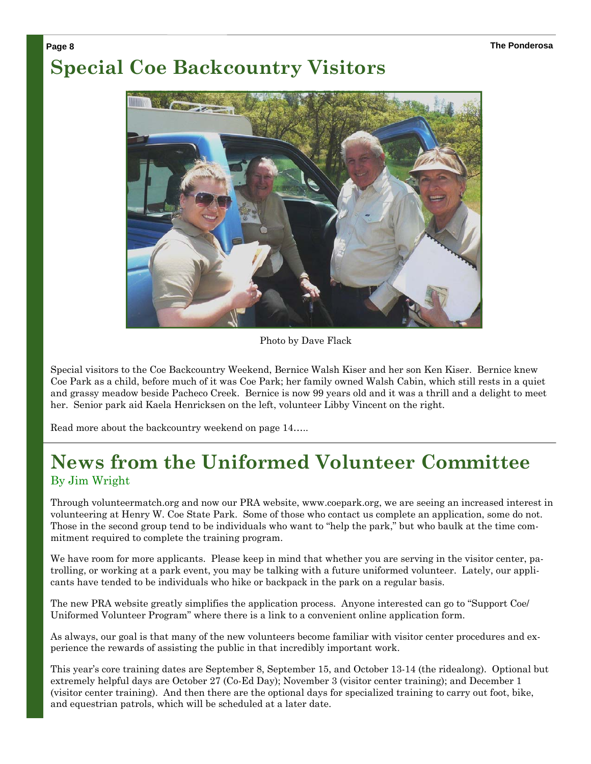# Special Coe Backcountry Visitors

Photo by Dave Flack

Special visitors to the Coe Backcountry Weekend, Bernice Walsh Kiser and her son Ken Kiser. Bernice knew Coe Park as a child, before much of it was Coe Park; her family owned Walsh Cabin, which still rests in a quiet and grassy meadow beside Pacheco Creek. Bernice is now 99 years old and it was a thrill and a delight to meet her. Senior park aid Kaela Henricksen on the left, volunteer Libby Vincent on the right.

Read more about the backcountry weekend on page 14…..

# News from the Uniformed Volunteer Committee

By Jim Wright

Through volunteermatch.org and now our PRA website, www.coepark.org, we are seeing an increased interest in volunteering at Henry W. Coe State Park. Some of those who contact us complete an application, some do not. Those in the second group tend to be individuals who want to "help the park," but who baulk at the time commitment required to complete the training program.

We have room for more applicants. Please keep in mind that whether you are serving in the visitor center, patrolling, or working at a park event, you may be talking with a future uniformed volunteer. Lately, our applicants have tended to be individuals who hike or backpack in the park on a regular basis.

The new PRA website greatly simplifies the application process. Anyone interested can go to "Support Coe/ Uniformed Volunteer Program" where there is a link to a convenient online application form.

As always, our goal is that many of the new volunteers become familiar with visitor center procedures and experience the rewards of assisting the public in that incredibly important work.

This year's core training dates are September 8, September 15, and October 13-14 (the ridealong). Optional but extremely helpful days are October 27 (Co-Ed Day); November 3 (visitor center training); and December 1 (visitor center training). And then there are the optional days for specialized training to carry out foot, bike, and equestrian patrols, which will be scheduled at a later date.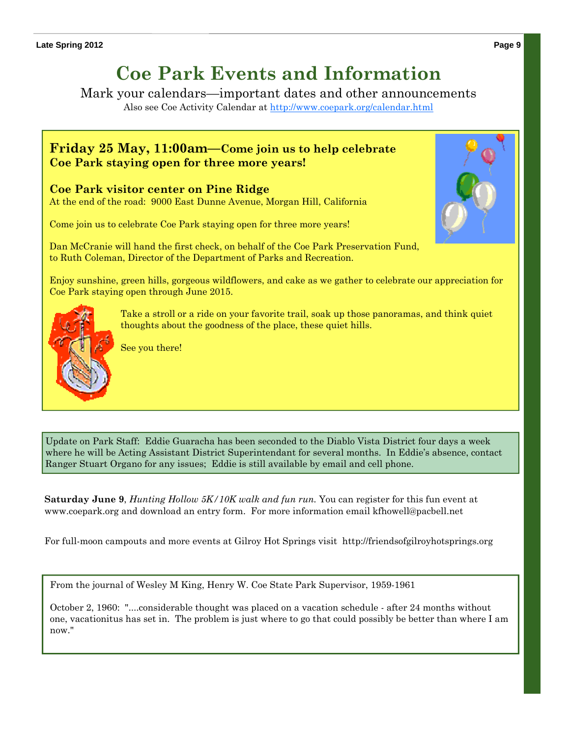# Coe Park Events and Information

Mark your calendars—important dates and other announcements

Also see Coe Activity Calendar at http://www.coepark.org/calendar.html

## Friday 25 May, 11:00am—Come join us to help celebrate Coe Park staying open for three more years!

### Coe Park visitor center on Pine Ridge

At the end of the road: 9000 East Dunne Avenue, Morgan Hill, California

Come join us to celebrate Coe Park staying open for three more years!

Dan McCranie will hand the first check, on behalf of the Coe Park Preservation Fund, to Ruth Coleman, Director of the Department of Parks and Recreation.

Enjoy sunshine, green hills, gorgeous wildflowers, and cake as we gather to celebrate our appreciation for Coe Park staying open through June 2015.

Take a stroll or a ride on your favorite trail, soak up those panoramas, and think quiet thoughts about the goodness of the place, these quiet hills.

See you there!

---

Update on Park Staff: Eddie Guaracha has been seconded to the Diablo Vista District four days a week where he will be Acting Assistant District Superintendant for several months. In Eddie's absence, contact Ranger Stuart Organo for any issues; Eddie is still available by email and cell phone.

---

**Saturday June 9**, *Hunting Hollow 5K/10K walk and fun run.* You can register for this fun event at www.coepark.org and download an entry form. For more information email kfhowell@pacbell.net

For full-moon campouts and more events at Gilroy Hot Springs visit http://friendsofgilroyhotsprings.org

---

From the journal of Wesley M King, Henry W. Coe State Park Supervisor, 1959-1961

October 2, 1960: "....considerable thought was placed on a vacation schedule - after 24 months without one, vacationitus has set in. The problem is just where to go that could possibly be better than where I am now."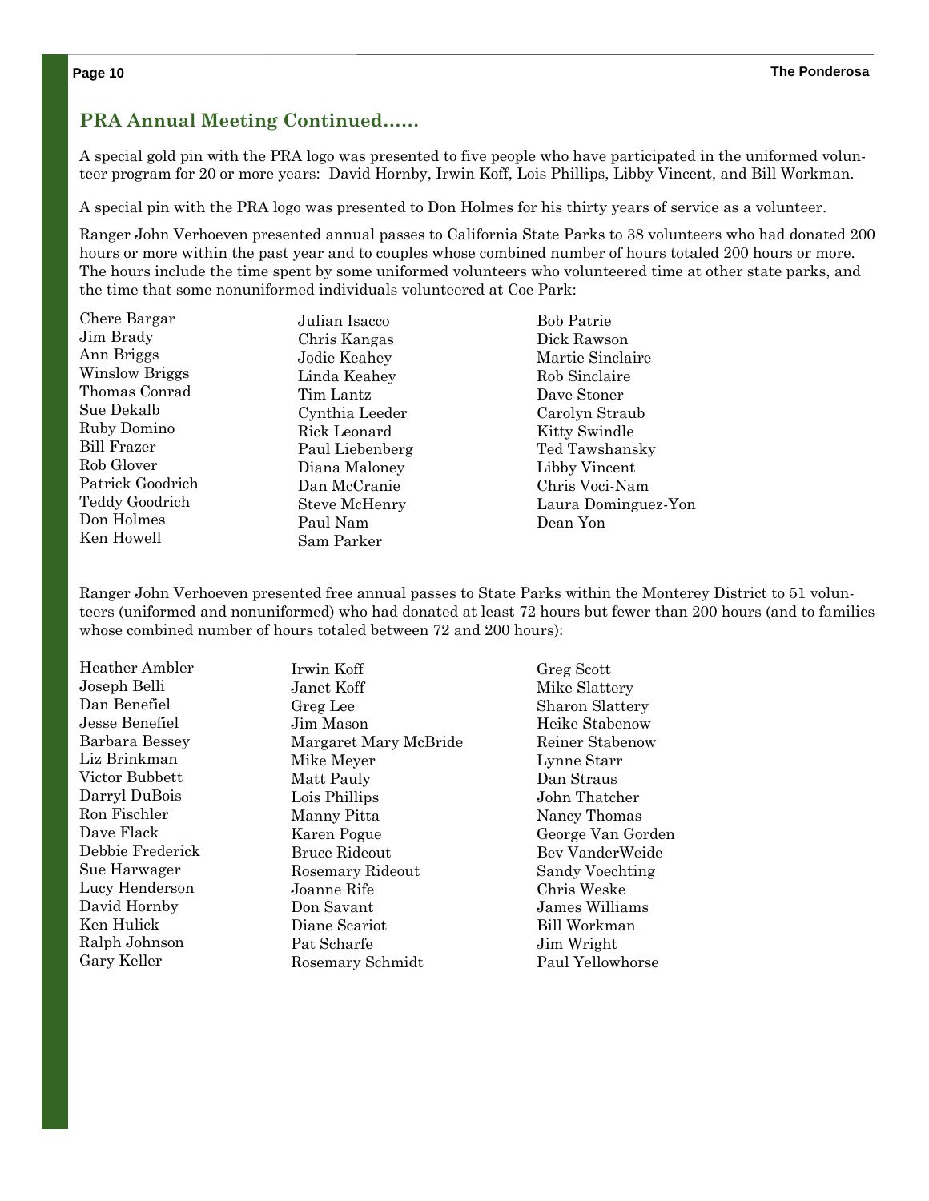## PRA Annual Meeting Continued……

A special gold pin with the PRA logo was presented to five people who have participated in the uniformed volunteer program for 20 or more years: David Hornby, Irwin Koff, Lois Phillips, Libby Vincent, and Bill Workman.

A special pin with the PRA logo was presented to Don Holmes for his thirty years of service as a volunteer.

Ranger John Verhoeven presented annual passes to California State Parks to 38 volunteers who had donated 200 hours or more within the past year and to couples whose combined number of hours totaled 200 hours or more. The hours include the time spent by some uniformed volunteers who volunteered time at other state parks, and the time that some nonuniformed individuals volunteered at Coe Park:

Chere Bargar
Jim Brady
Ann Briggs
Winslow Briggs
Thomas Conrad
Sue Dekalb
Ruby Domino
Bill Frazer
Rob Glover
Patrick Goodrich
Teddy Goodrich
Don Holmes
Ken Howell
Julian Isacco
Chris Kangas
Jodie Keahey
Linda Keahey
Tim Lantz
Cynthia Leeder
Rick Leonard
Paul Liebenberg
Diana Maloney
Dan McCranie
Steve McHenry
Paul Nam
Sam Parker
Bob Patrie
Dick Rawson
Martie Sinclaire
Rob Sinclaire
Dave Stoner
Carolyn Straub
Kitty Swindle
Ted Tawshansky
Libby Vincent
Chris Voci-Nam
Laura Dominguez-Yon
Dean Yon

Ranger John Verhoeven presented free annual passes to State Parks within the Monterey District to 51 volunteers (uniformed and nonuniformed) who had donated at least 72 hours but fewer than 200 hours (and to families whose combined number of hours totaled between 72 and 200 hours):

Heather Ambler
Joseph Belli
Dan Benefiel
Jesse Benefiel
Barbara Bessey
Liz Brinkman
Victor Bubbett
Darryl DuBois
Ron Fischler
Dave Flack
Debbie Frederick
Sue Harwager
Lucy Henderson
David Hornby
Ken Hulick
Ralph Johnson
Gary Keller
Irwin Koff
Janet Koff
Greg Lee
Jim Mason
Margaret Mary McBride
Mike Meyer
Matt Pauly
Lois Phillips
Manny Pitta
Karen Pogue
Bruce Rideout
Rosemary Rideout
Joanne Rife
Don Savant
Diane Scariot
Pat Scharfe
Rosemary Schmidt
Greg Scott
Mike Slattery
Sharon Slattery
Heike Stabenow
Reiner Stabenow
Lynne Starr
Dan Straus
John Thatcher
Nancy Thomas
George Van Gorden
Bev VanderWeide
Sandy Voechting
Chris Weske
James Williams
Bill Workman
Jim Wright
Paul Yellowhorse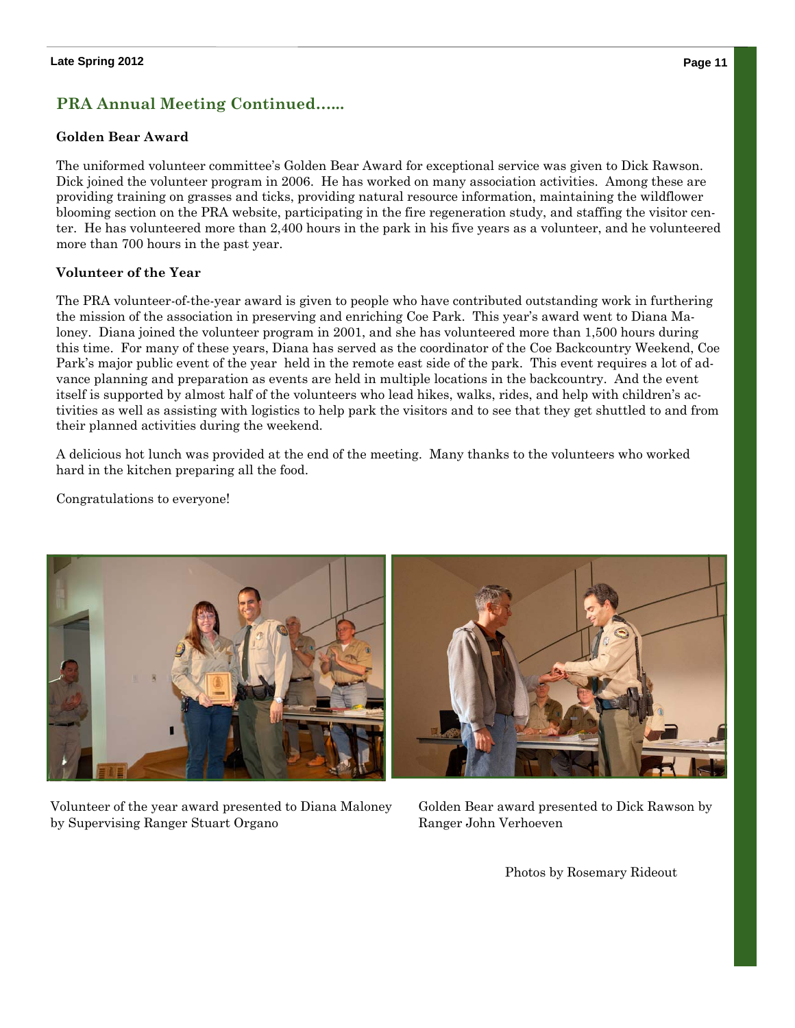## PRA Annual Meeting Continued……

### Golden Bear Award

The uniformed volunteer committee's Golden Bear Award for exceptional service was given to Dick Rawson. Dick joined the volunteer program in 2006. He has worked on many association activities. Among these are providing training on grasses and ticks, providing natural resource information, maintaining the wildflower blooming section on the PRA website, participating in the fire regeneration study, and staffing the visitor center. He has volunteered more than 2,400 hours in the park in his five years as a volunteer, and he volunteered more than 700 hours in the past year.

### Volunteer of the Year

The PRA volunteer-of-the-year award is given to people who have contributed outstanding work in furthering the mission of the association in preserving and enriching Coe Park. This year's award went to Diana Maloney. Diana joined the volunteer program in 2001, and she has volunteered more than 1,500 hours during this time. For many of these years, Diana has served as the coordinator of the Coe Backcountry Weekend, Coe Park's major public event of the year held in the remote east side of the park. This event requires a lot of advance planning and preparation as events are held in multiple locations in the backcountry. And the event itself is supported by almost half of the volunteers who lead hikes, walks, rides, and help with children's activities as well as assisting with logistics to help park the visitors and to see that they get shuttled to and from their planned activities during the weekend.

A delicious hot lunch was provided at the end of the meeting. Many thanks to the volunteers who worked hard in the kitchen preparing all the food.

Congratulations to everyone!

Volunteer of the year award presented to Diana Maloney by Supervising Ranger Stuart Organo

Golden Bear award presented to Dick Rawson by Ranger John Verhoeven

Photos by Rosemary Rideout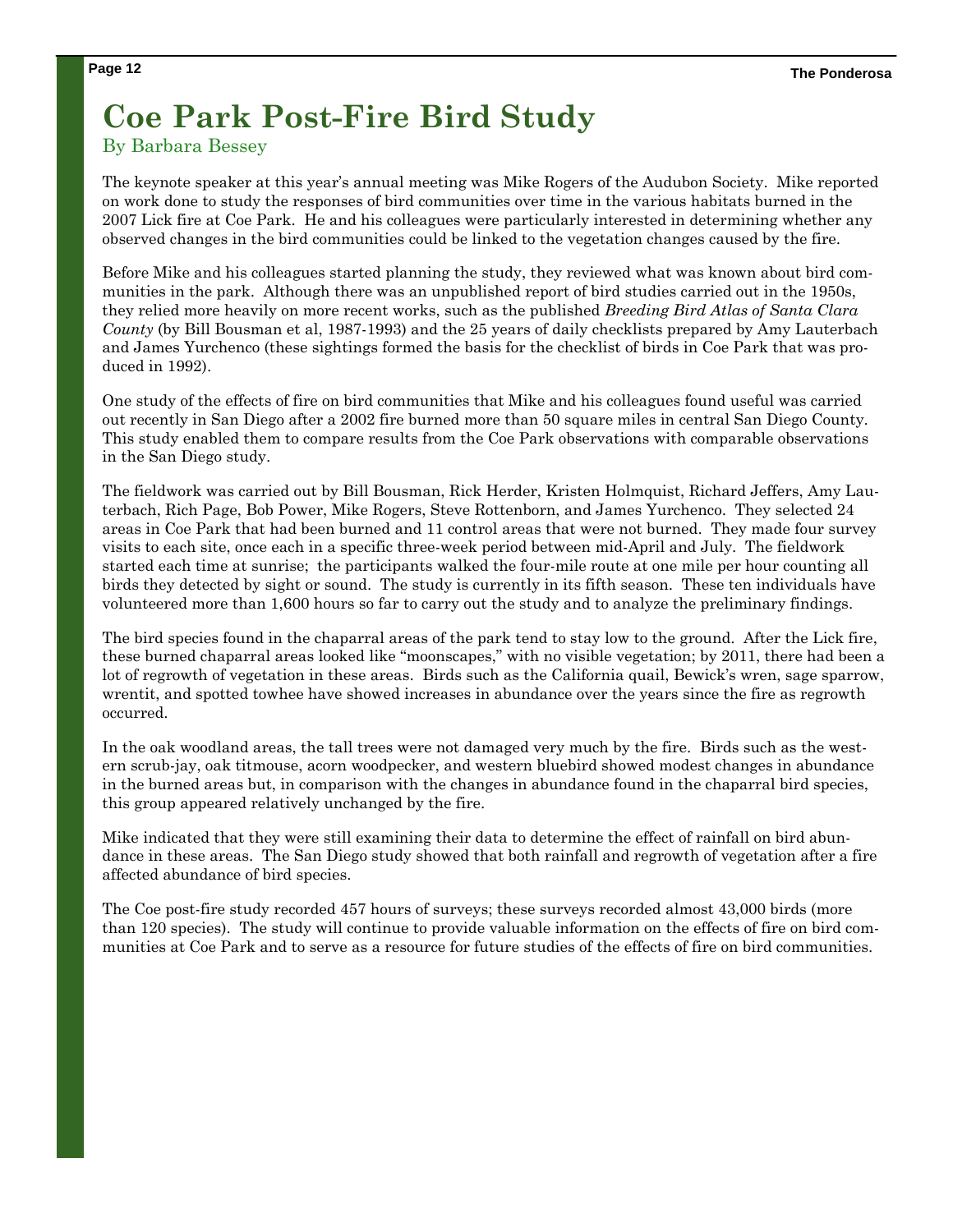# Coe Park Post-Fire Bird Study

By Barbara Bessey

The keynote speaker at this year's annual meeting was Mike Rogers of the Audubon Society. Mike reported on work done to study the responses of bird communities over time in the various habitats burned in the 2007 Lick fire at Coe Park. He and his colleagues were particularly interested in determining whether any observed changes in the bird communities could be linked to the vegetation changes caused by the fire.

Before Mike and his colleagues started planning the study, they reviewed what was known about bird communities in the park. Although there was an unpublished report of bird studies carried out in the 1950s, they relied more heavily on more recent works, such as the published *Breeding Bird Atlas of Santa Clara County* (by Bill Bousman et al, 1987-1993) and the 25 years of daily checklists prepared by Amy Lauterbach and James Yurchenco (these sightings formed the basis for the checklist of birds in Coe Park that was produced in 1992).

One study of the effects of fire on bird communities that Mike and his colleagues found useful was carried out recently in San Diego after a 2002 fire burned more than 50 square miles in central San Diego County. This study enabled them to compare results from the Coe Park observations with comparable observations in the San Diego study.

The fieldwork was carried out by Bill Bousman, Rick Herder, Kristen Holmquist, Richard Jeffers, Amy Lauterbach, Rich Page, Bob Power, Mike Rogers, Steve Rottenborn, and James Yurchenco. They selected 24 areas in Coe Park that had been burned and 11 control areas that were not burned. They made four survey visits to each site, once each in a specific three-week period between mid-April and July. The fieldwork started each time at sunrise; the participants walked the four-mile route at one mile per hour counting all birds they detected by sight or sound. The study is currently in its fifth season. These ten individuals have volunteered more than 1,600 hours so far to carry out the study and to analyze the preliminary findings.

The bird species found in the chaparral areas of the park tend to stay low to the ground. After the Lick fire, these burned chaparral areas looked like "moonscapes," with no visible vegetation; by 2011, there had been a lot of regrowth of vegetation in these areas. Birds such as the California quail, Bewick's wren, sage sparrow, wrentit, and spotted towhee have showed increases in abundance over the years since the fire as regrowth occurred.

In the oak woodland areas, the tall trees were not damaged very much by the fire. Birds such as the western scrub-jay, oak titmouse, acorn woodpecker, and western bluebird showed modest changes in abundance in the burned areas but, in comparison with the changes in abundance found in the chaparral bird species, this group appeared relatively unchanged by the fire.

Mike indicated that they were still examining their data to determine the effect of rainfall on bird abundance in these areas. The San Diego study showed that both rainfall and regrowth of vegetation after a fire affected abundance of bird species.

The Coe post-fire study recorded 457 hours of surveys; these surveys recorded almost 43,000 birds (more than 120 species). The study will continue to provide valuable information on the effects of fire on bird communities at Coe Park and to serve as a resource for future studies of the effects of fire on bird communities.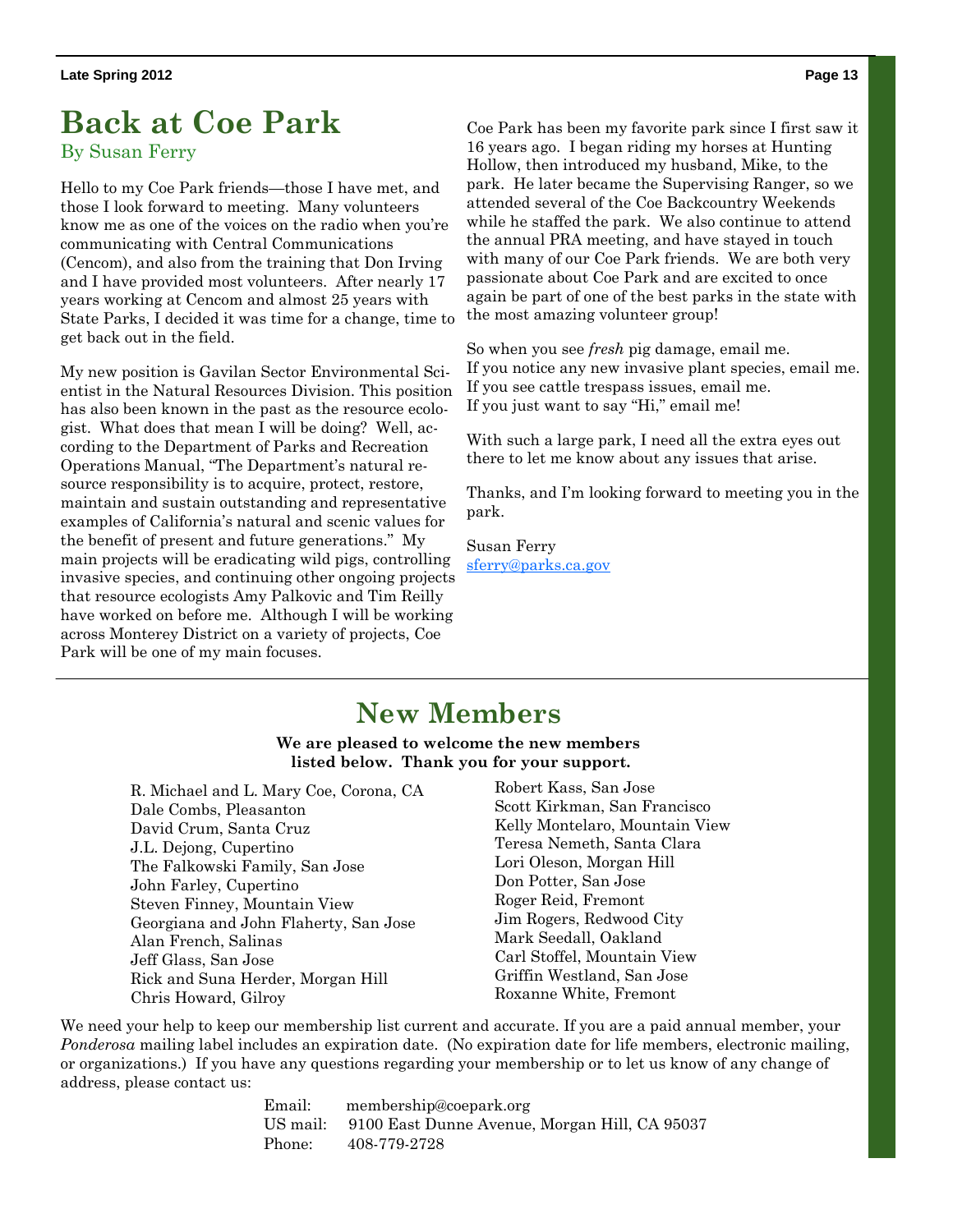# Back at Coe Park

By Susan Ferry

Hello to my Coe Park friends—those I have met, and those I look forward to meeting. Many volunteers know me as one of the voices on the radio when you're communicating with Central Communications (Cencom), and also from the training that Don Irving and I have provided most volunteers. After nearly 17 years working at Cencom and almost 25 years with State Parks, I decided it was time for a change, time to get back out in the field.

My new position is Gavilan Sector Environmental Scientist in the Natural Resources Division. This position has also been known in the past as the resource ecologist. What does that mean I will be doing? Well, according to the Department of Parks and Recreation Operations Manual, "The Department's natural resource responsibility is to acquire, protect, restore, maintain and sustain outstanding and representative examples of California's natural and scenic values for the benefit of present and future generations." My main projects will be eradicating wild pigs, controlling invasive species, and continuing other ongoing projects that resource ecologists Amy Palkovic and Tim Reilly have worked on before me. Although I will be working across Monterey District on a variety of projects, Coe Park will be one of my main focuses.

Coe Park has been my favorite park since I first saw it 16 years ago. I began riding my horses at Hunting Hollow, then introduced my husband, Mike, to the park. He later became the Supervising Ranger, so we attended several of the Coe Backcountry Weekends while he staffed the park. We also continue to attend the annual PRA meeting, and have stayed in touch with many of our Coe Park friends. We are both very passionate about Coe Park and are excited to once again be part of one of the best parks in the state with the most amazing volunteer group!

So when you see *fresh* pig damage, email me.
If you notice any new invasive plant species, email me.
If you see cattle trespass issues, email me.
If you just want to say "Hi," email me!

With such a large park, I need all the extra eyes out there to let me know about any issues that arise.

Thanks, and I'm looking forward to meeting you in the park.

Susan Ferry
sferry@parks.ca.gov

# New Members

**We are pleased to welcome the new members listed below. Thank you for your support.**

R. Michael and L. Mary Coe, Corona, CA
Dale Combs, Pleasanton
David Crum, Santa Cruz
J.L. Dejong, Cupertino
The Falkowski Family, San Jose
John Farley, Cupertino
Steven Finney, Mountain View
Georgiana and John Flaherty, San Jose
Alan French, Salinas
Jeff Glass, San Jose
Rick and Suna Herder, Morgan Hill
Chris Howard, Gilroy
Robert Kass, San Jose
Scott Kirkman, San Francisco
Kelly Montelaro, Mountain View
Teresa Nemeth, Santa Clara
Lori Oleson, Morgan Hill
Don Potter, San Jose
Roger Reid, Fremont
Jim Rogers, Redwood City
Mark Seedall, Oakland
Carl Stoffel, Mountain View
Griffin Westland, San Jose
Roxanne White, Fremont

We need your help to keep our membership list current and accurate. If you are a paid annual member, your *Ponderosa* mailing label includes an expiration date. (No expiration date for life members, electronic mailing, or organizations.) If you have any questions regarding your membership or to let us know of any change of address, please contact us:

Email: membership@coepark.org
US mail: 9100 East Dunne Avenue, Morgan Hill, CA 95037
Phone: 408-779-2728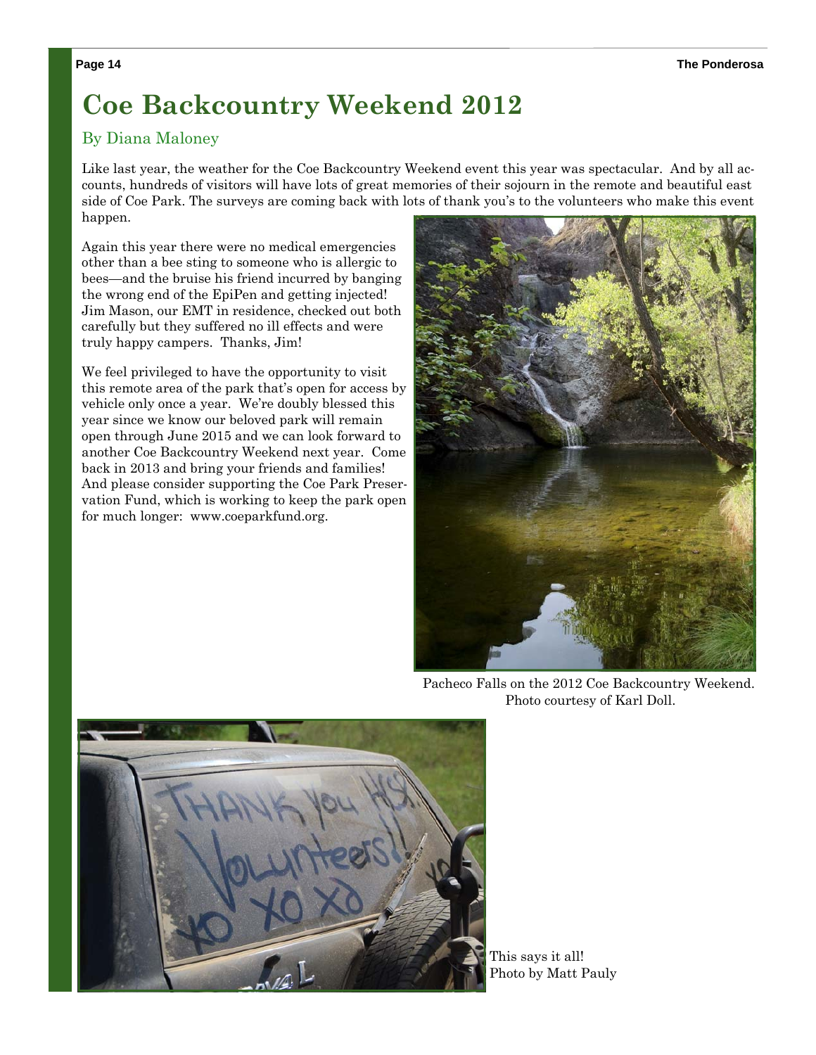# Coe Backcountry Weekend 2012

By Diana Maloney

Like last year, the weather for the Coe Backcountry Weekend event this year was spectacular. And by all accounts, hundreds of visitors will have lots of great memories of their sojourn in the remote and beautiful east side of Coe Park. The surveys are coming back with lots of thank you's to the volunteers who make this event happen.

Again this year there were no medical emergencies other than a bee sting to someone who is allergic to bees—and the bruise his friend incurred by banging the wrong end of the EpiPen and getting injected! Jim Mason, our EMT in residence, checked out both carefully but they suffered no ill effects and were truly happy campers. Thanks, Jim!

We feel privileged to have the opportunity to visit this remote area of the park that's open for access by vehicle only once a year. We're doubly blessed this year since we know our beloved park will remain open through June 2015 and we can look forward to another Coe Backcountry Weekend next year. Come back in 2013 and bring your friends and families! And please consider supporting the Coe Park Preservation Fund, which is working to keep the park open for much longer: www.coeparkfund.org.

Pacheco Falls on the 2012 Coe Backcountry Weekend. Photo courtesy of Karl Doll.

This says it all! Photo by Matt Pauly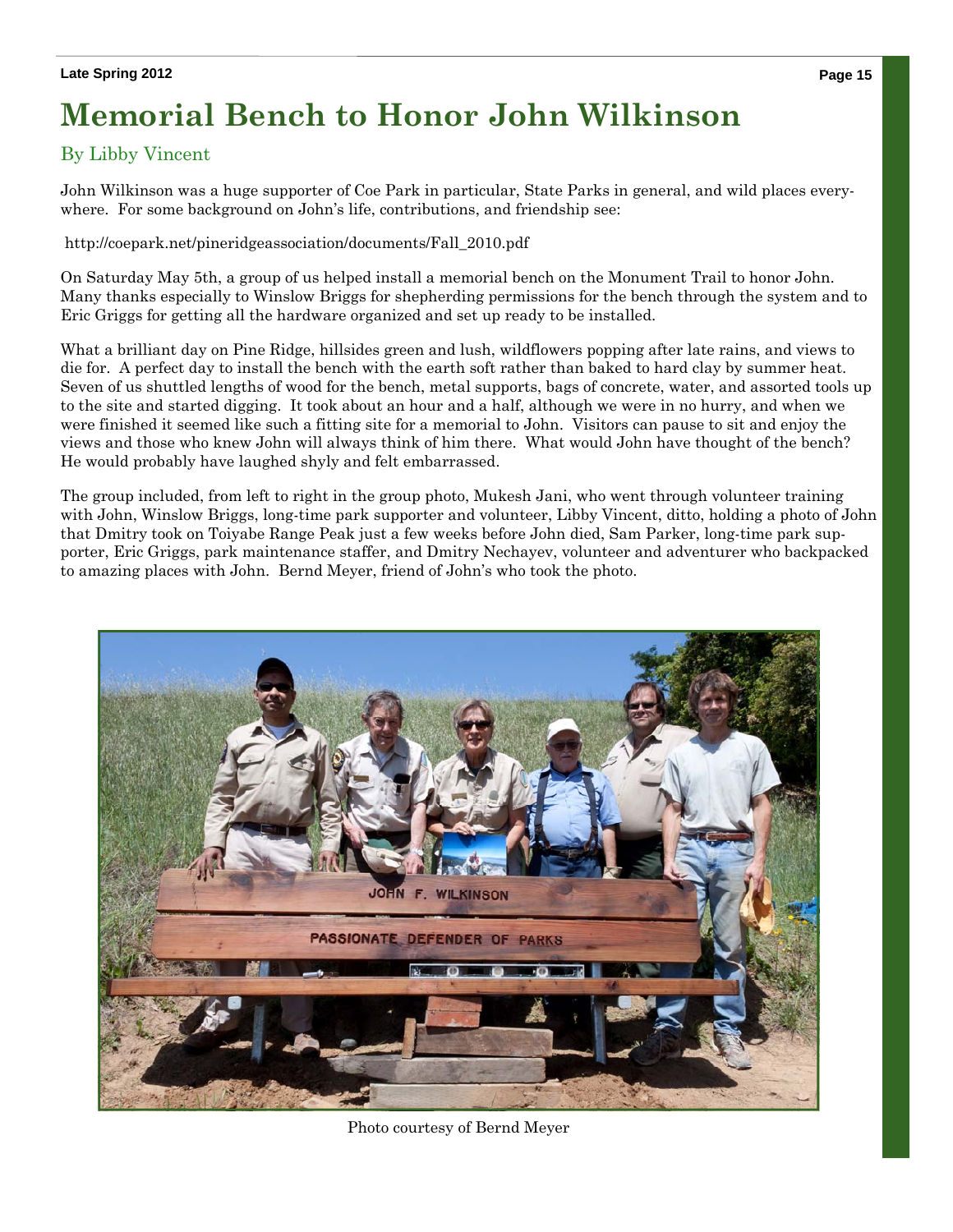# Memorial Bench to Honor John Wilkinson

By Libby Vincent

John Wilkinson was a huge supporter of Coe Park in particular, State Parks in general, and wild places everywhere. For some background on John's life, contributions, and friendship see:

http://coepark.net/pineridgeassociation/documents/Fall_2010.pdf

On Saturday May 5th, a group of us helped install a memorial bench on the Monument Trail to honor John. Many thanks especially to Winslow Briggs for shepherding permissions for the bench through the system and to Eric Griggs for getting all the hardware organized and set up ready to be installed.

What a brilliant day on Pine Ridge, hillsides green and lush, wildflowers popping after late rains, and views to die for. A perfect day to install the bench with the earth soft rather than baked to hard clay by summer heat. Seven of us shuttled lengths of wood for the bench, metal supports, bags of concrete, water, and assorted tools up to the site and started digging. It took about an hour and a half, although we were in no hurry, and when we were finished it seemed like such a fitting site for a memorial to John. Visitors can pause to sit and enjoy the views and those who knew John will always think of him there. What would John have thought of the bench? He would probably have laughed shyly and felt embarrassed.

The group included, from left to right in the group photo, Mukesh Jani, who went through volunteer training with John, Winslow Briggs, long-time park supporter and volunteer, Libby Vincent, ditto, holding a photo of John that Dmitry took on Toiyabe Range Peak just a few weeks before John died, Sam Parker, long-time park supporter, Eric Griggs, park maintenance staffer, and Dmitry Nechayev, volunteer and adventurer who backpacked to amazing places with John. Bernd Meyer, friend of John's who took the photo.

Photo courtesy of Bernd Meyer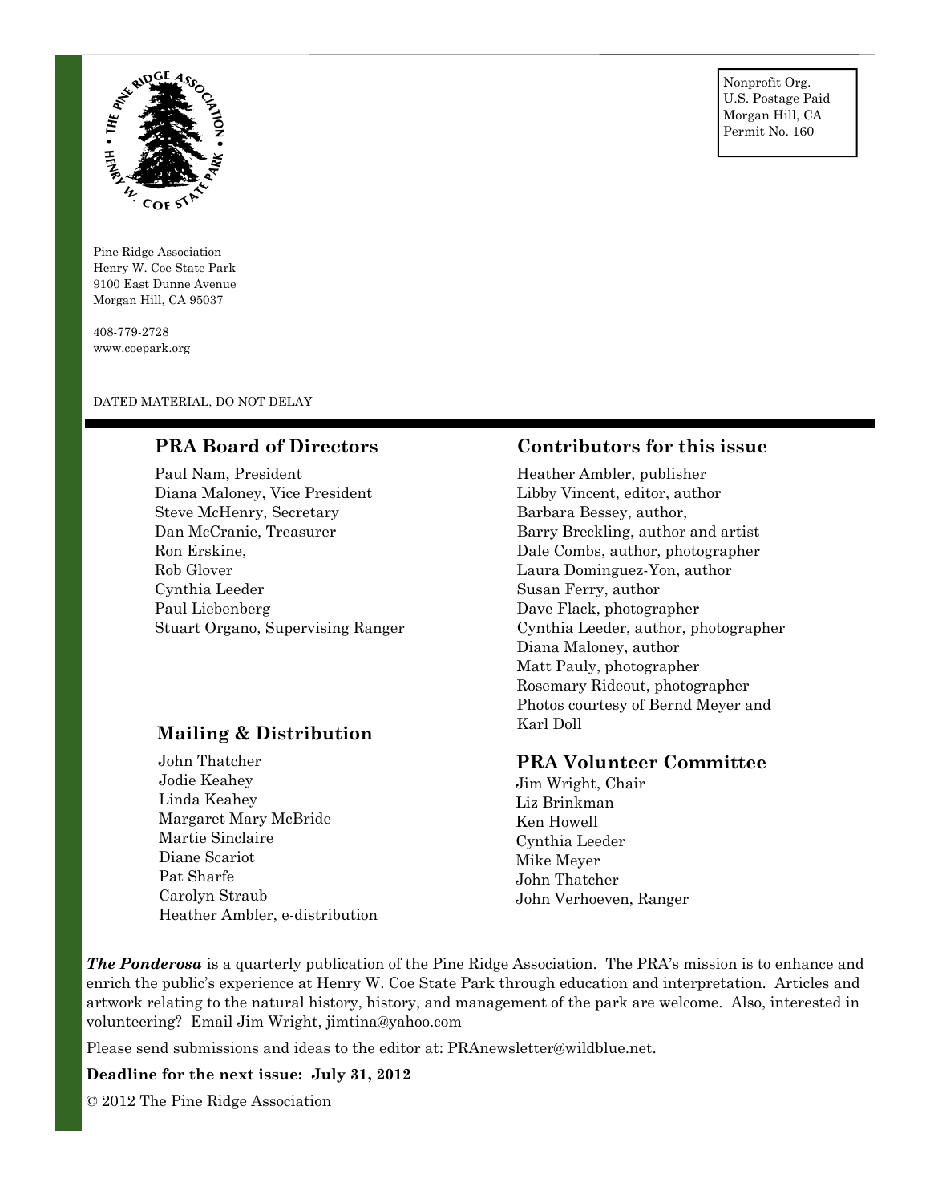Nonprofit Org.
U.S. Postage Paid
Morgan Hill, CA
Permit No. 160

Pine Ridge Association
Henry W. Coe State Park
9100 East Dunne Avenue
Morgan Hill, CA 95037

408-779-2728
www.coepark.org

DATED MATERIAL, DO NOT DELAY

## PRA Board of Directors

Paul Nam, President
Diana Maloney, Vice President
Steve McHenry, Secretary
Dan McCranie, Treasurer
Ron Erskine,
Rob Glover
Cynthia Leeder
Paul Liebenberg
Stuart Organo, Supervising Ranger

## Mailing & Distribution

John Thatcher
Jodie Keahey
Linda Keahey
Margaret Mary McBride
Martie Sinclaire
Diane Scariot
Pat Sharfe
Carolyn Straub
Heather Ambler, e-distribution

## Contributors for this issue

Heather Ambler, publisher
Libby Vincent, editor, author
Barbara Bessey, author,
Barry Breckling, author and artist
Dale Combs, author, photographer
Laura Dominguez-Yon, author
Susan Ferry, author
Dave Flack, photographer
Cynthia Leeder, author, photographer
Diana Maloney, author
Matt Pauly, photographer
Rosemary Rideout, photographer
Photos courtesy of Bernd Meyer and Karl Doll

## PRA Volunteer Committee

Jim Wright, Chair
Liz Brinkman
Ken Howell
Cynthia Leeder
Mike Meyer
John Thatcher
John Verhoeven, Ranger

***The Ponderosa*** is a quarterly publication of the Pine Ridge Association. The PRA's mission is to enhance and enrich the public's experience at Henry W. Coe State Park through education and interpretation. Articles and artwork relating to the natural history, history, and management of the park are welcome. Also, interested in volunteering? Email Jim Wright, jimtina@yahoo.com

Please send submissions and ideas to the editor at: PRAnewsletter@wildblue.net.

**Deadline for the next issue: July 31, 2012**

© 2012 The Pine Ridge Association